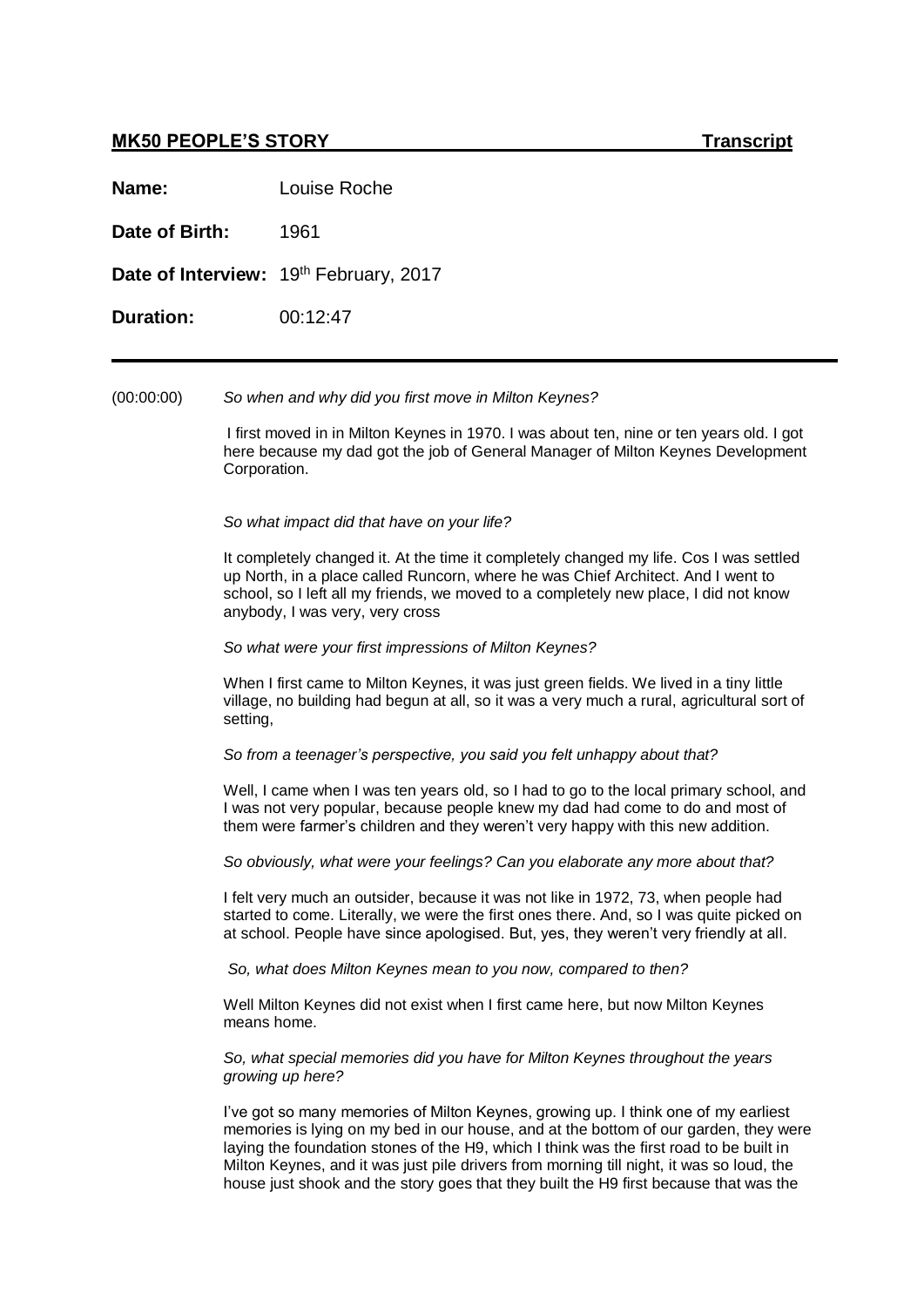**MK50 PEOPLE'S STORY** **Transcript**

**Name:** Louise Roche

**Date of Birth:** 1961

**Date of Interview:** 19th February, 2017

**Duration:** 00:12:47

---

(00:00:00) *So when and why did you first move in Milton Keynes?*

I first moved in in Milton Keynes in 1970. I was about ten, nine or ten years old. I got here because my dad got the job of General Manager of Milton Keynes Development Corporation.

*So what impact did that have on your life?*

It completely changed it. At the time it completely changed my life. Cos I was settled up North, in a place called Runcorn, where he was Chief Architect. And I went to school, so I left all my friends, we moved to a completely new place, I did not know anybody, I was very, very cross

*So what were your first impressions of Milton Keynes?*

When I first came to Milton Keynes, it was just green fields. We lived in a tiny little village, no building had begun at all, so it was a very much a rural, agricultural sort of setting,

*So from a teenager's perspective, you said you felt unhappy about that?*

Well, I came when I was ten years old, so I had to go to the local primary school, and I was not very popular, because people knew my dad had come to do and most of them were farmer's children and they weren't very happy with this new addition.

*So obviously, what were your feelings? Can you elaborate any more about that?*

I felt very much an outsider, because it was not like in 1972, 73, when people had started to come. Literally, we were the first ones there. And, so I was quite picked on at school. People have since apologised. But, yes, they weren't very friendly at all.

*So, what does Milton Keynes mean to you now, compared to then?*

Well Milton Keynes did not exist when I first came here, but now Milton Keynes means home.

*So, what special memories did you have for Milton Keynes throughout the years growing up here?*

I've got so many memories of Milton Keynes, growing up. I think one of my earliest memories is lying on my bed in our house, and at the bottom of our garden, they were laying the foundation stones of the H9, which I think was the first road to be built in Milton Keynes, and it was just pile drivers from morning till night, it was so loud, the house just shook and the story goes that they built the H9 first because that was the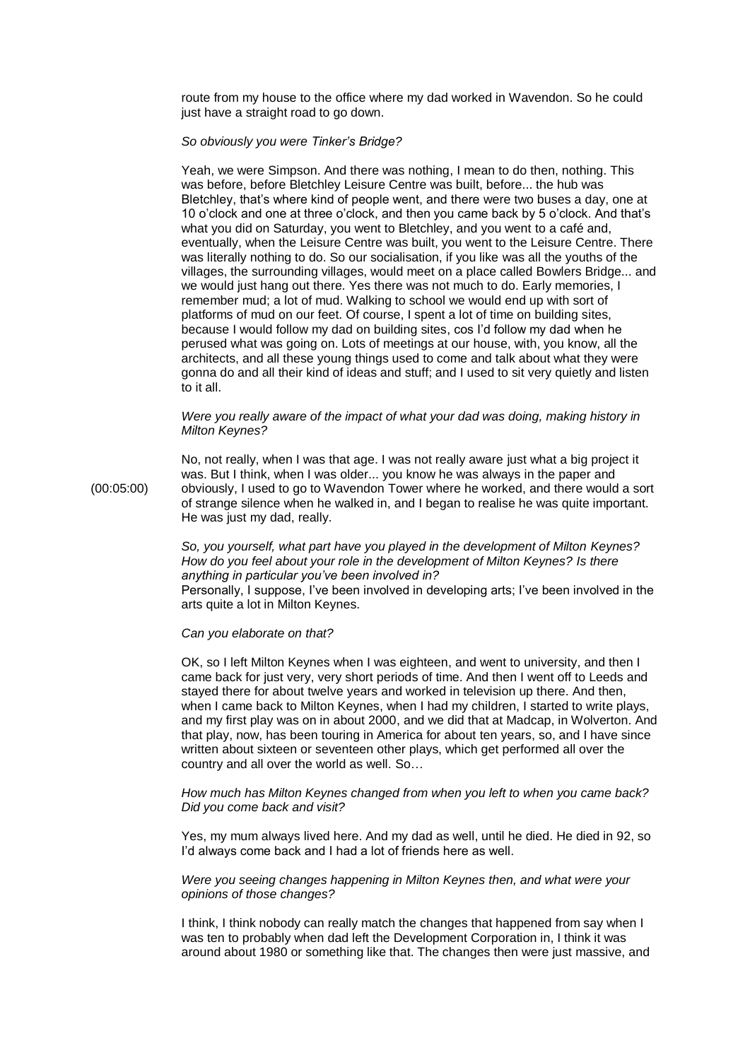route from my house to the office where my dad worked in Wavendon. So he could just have a straight road to go down.

*So obviously you were Tinker's Bridge?*

Yeah, we were Simpson. And there was nothing, I mean to do then, nothing. This was before, before Bletchley Leisure Centre was built, before... the hub was Bletchley, that's where kind of people went, and there were two buses a day, one at 10 o'clock and one at three o'clock, and then you came back by 5 o'clock. And that's what you did on Saturday, you went to Bletchley, and you went to a café and, eventually, when the Leisure Centre was built, you went to the Leisure Centre. There was literally nothing to do. So our socialisation, if you like was all the youths of the villages, the surrounding villages, would meet on a place called Bowlers Bridge... and we would just hang out there. Yes there was not much to do. Early memories, I remember mud; a lot of mud. Walking to school we would end up with sort of platforms of mud on our feet. Of course, I spent a lot of time on building sites, because I would follow my dad on building sites, cos I'd follow my dad when he perused what was going on. Lots of meetings at our house, with, you know, all the architects, and all these young things used to come and talk about what they were gonna do and all their kind of ideas and stuff; and I used to sit very quietly and listen to it all.

*Were you really aware of the impact of what your dad was doing, making history in Milton Keynes?*

No, not really, when I was that age. I was not really aware just what a big project it was. But I think, when I was older... you know he was always in the paper and obviously, I used to go to Wavendon Tower where he worked, and there would a sort of strange silence when he walked in, and I began to realise he was quite important. He was just my dad, really.

(00:05:00)

*So, you yourself, what part have you played in the development of Milton Keynes? How do you feel about your role in the development of Milton Keynes? Is there anything in particular you've been involved in?*
Personally, I suppose, I've been involved in developing arts; I've been involved in the arts quite a lot in Milton Keynes.

*Can you elaborate on that?*

OK, so I left Milton Keynes when I was eighteen, and went to university, and then I came back for just very, very short periods of time. And then I went off to Leeds and stayed there for about twelve years and worked in television up there. And then, when I came back to Milton Keynes, when I had my children, I started to write plays, and my first play was on in about 2000, and we did that at Madcap, in Wolverton. And that play, now, has been touring in America for about ten years, so, and I have since written about sixteen or seventeen other plays, which get performed all over the country and all over the world as well. So…

*How much has Milton Keynes changed from when you left to when you came back? Did you come back and visit?*

Yes, my mum always lived here. And my dad as well, until he died. He died in 92, so I'd always come back and I had a lot of friends here as well.

*Were you seeing changes happening in Milton Keynes then, and what were your opinions of those changes?*

I think, I think nobody can really match the changes that happened from say when I was ten to probably when dad left the Development Corporation in, I think it was around about 1980 or something like that. The changes then were just massive, and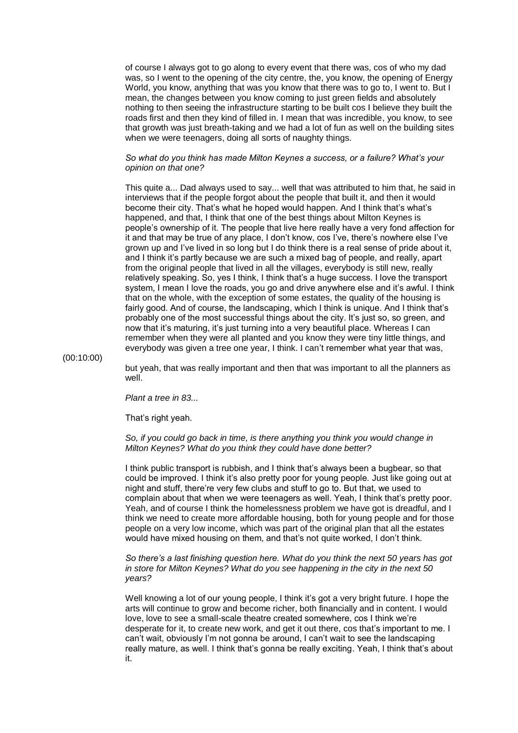of course I always got to go along to every event that there was, cos of who my dad was, so I went to the opening of the city centre, the, you know, the opening of Energy World, you know, anything that was you know that there was to go to, I went to. But I mean, the changes between you know coming to just green fields and absolutely nothing to then seeing the infrastructure starting to be built cos I believe they built the roads first and then they kind of filled in. I mean that was incredible, you know, to see that growth was just breath-taking and we had a lot of fun as well on the building sites when we were teenagers, doing all sorts of naughty things.

*So what do you think has made Milton Keynes a success, or a failure? What's your opinion on that one?*

This quite a... Dad always used to say... well that was attributed to him that, he said in interviews that if the people forgot about the people that built it, and then it would become their city. That's what he hoped would happen. And I think that's what's happened, and that, I think that one of the best things about Milton Keynes is people's ownership of it. The people that live here really have a very fond affection for it and that may be true of any place, I don't know, cos I've, there's nowhere else I've grown up and I've lived in so long but I do think there is a real sense of pride about it, and I think it's partly because we are such a mixed bag of people, and really, apart from the original people that lived in all the villages, everybody is still new, really relatively speaking. So, yes I think, I think that's a huge success. I love the transport system, I mean I love the roads, you go and drive anywhere else and it's awful. I think that on the whole, with the exception of some estates, the quality of the housing is fairly good. And of course, the landscaping, which I think is unique. And I think that's probably one of the most successful things about the city. It's just so, so green, and now that it's maturing, it's just turning into a very beautiful place. Whereas I can remember when they were all planted and you know they were tiny little things, and everybody was given a tree one year, I think. I can't remember what year that was,

(00:10:00)

but yeah, that was really important and then that was important to all the planners as well.

*Plant a tree in 83...*

That's right yeah.

*So, if you could go back in time, is there anything you think you would change in Milton Keynes? What do you think they could have done better?*

I think public transport is rubbish, and I think that's always been a bugbear, so that could be improved. I think it's also pretty poor for young people. Just like going out at night and stuff, there're very few clubs and stuff to go to. But that, we used to complain about that when we were teenagers as well. Yeah, I think that's pretty poor. Yeah, and of course I think the homelessness problem we have got is dreadful, and I think we need to create more affordable housing, both for young people and for those people on a very low income, which was part of the original plan that all the estates would have mixed housing on them, and that's not quite worked, I don't think.

*So there's a last finishing question here. What do you think the next 50 years has got in store for Milton Keynes? What do you see happening in the city in the next 50 years?*

Well knowing a lot of our young people, I think it's got a very bright future. I hope the arts will continue to grow and become richer, both financially and in content. I would love, love to see a small-scale theatre created somewhere, cos I think we're desperate for it, to create new work, and get it out there, cos that's important to me. I can't wait, obviously I'm not gonna be around, I can't wait to see the landscaping really mature, as well. I think that's gonna be really exciting. Yeah, I think that's about it.